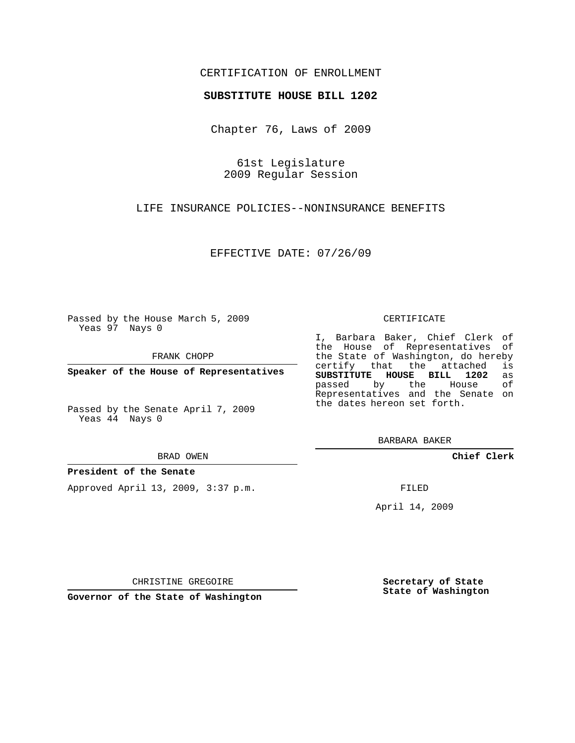CERTIFICATION OF ENROLLMENT

**SUBSTITUTE HOUSE BILL 1202**

Chapter 76, Laws of 2009

61st Legislature
2009 Regular Session

LIFE INSURANCE POLICIES--NONINSURANCE BENEFITS

EFFECTIVE DATE: 07/26/09

Passed by the House March 5, 2009
Yeas 97 Nays 0

FRANK CHOPP

**Speaker of the House of Representatives**

Passed by the Senate April 7, 2009
Yeas 44 Nays 0

BRAD OWEN

**President of the Senate**

Approved April 13, 2009, 3:37 p.m.

CHRISTINE GREGOIRE

**Governor of the State of Washington**

CERTIFICATE

I, Barbara Baker, Chief Clerk of the House of Representatives of the State of Washington, do hereby certify that the attached is **SUBSTITUTE HOUSE BILL 1202** as passed by the House of Representatives and the Senate on the dates hereon set forth.

BARBARA BAKER

**Chief Clerk**

FILED

April 14, 2009

**Secretary of State**
**State of Washington**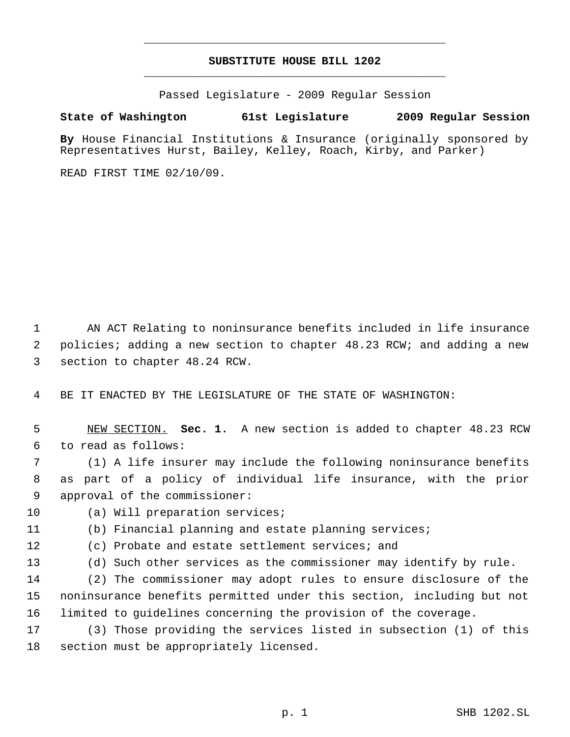# SUBSTITUTE HOUSE BILL 1202

Passed Legislature - 2009 Regular Session

**State of Washington 61st Legislature 2009 Regular Session**

**By** House Financial Institutions & Insurance (originally sponsored by Representatives Hurst, Bailey, Kelley, Roach, Kirby, and Parker)

READ FIRST TIME 02/10/09.

AN ACT Relating to noninsurance benefits included in life insurance policies; adding a new section to chapter 48.23 RCW; and adding a new section to chapter 48.24 RCW.

BE IT ENACTED BY THE LEGISLATURE OF THE STATE OF WASHINGTON:

NEW SECTION. **Sec. 1.** A new section is added to chapter 48.23 RCW to read as follows:

(1) A life insurer may include the following noninsurance benefits as part of a policy of individual life insurance, with the prior approval of the commissioner:

(a) Will preparation services;

(b) Financial planning and estate planning services;

(c) Probate and estate settlement services; and

(d) Such other services as the commissioner may identify by rule.

(2) The commissioner may adopt rules to ensure disclosure of the noninsurance benefits permitted under this section, including but not limited to guidelines concerning the provision of the coverage.

(3) Those providing the services listed in subsection (1) of this section must be appropriately licensed.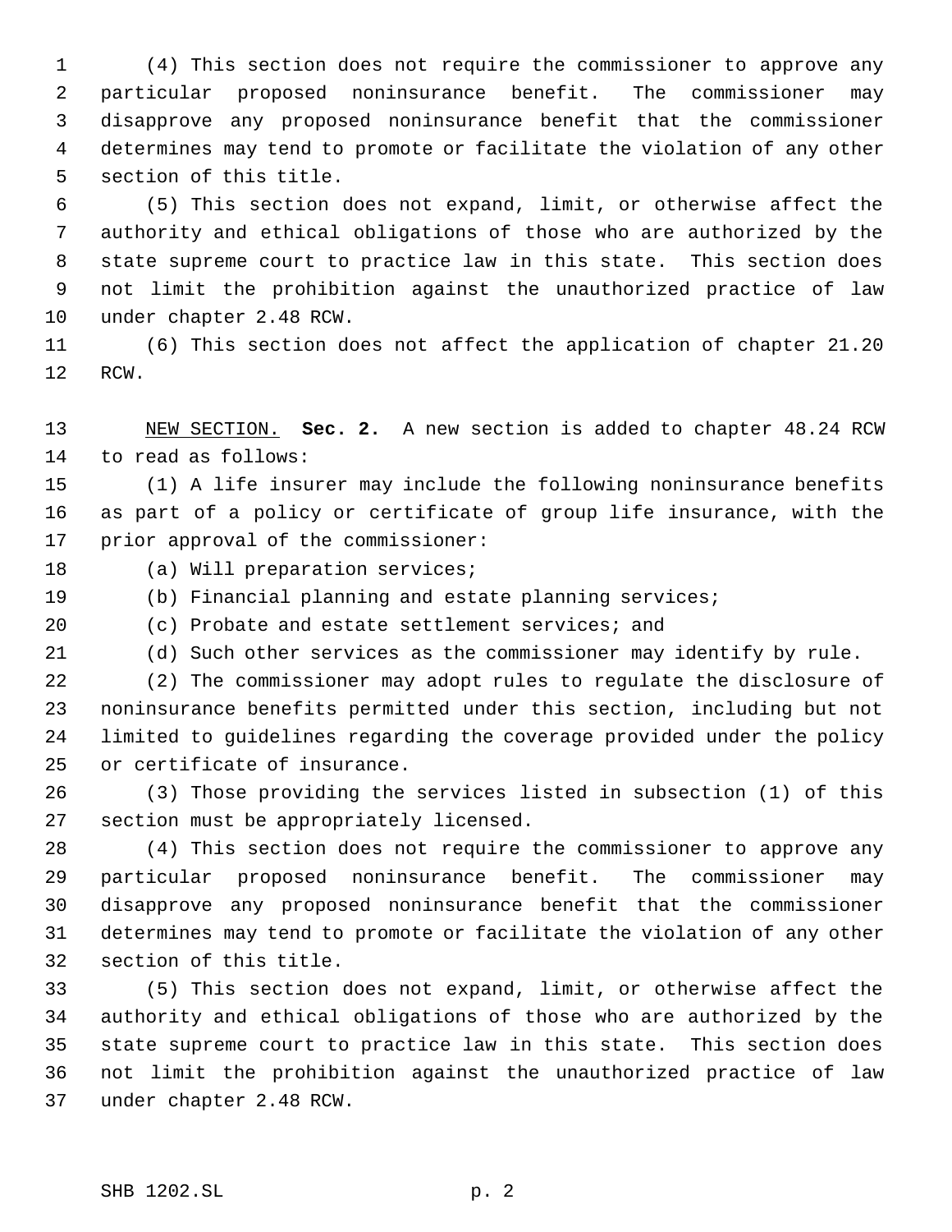(4) This section does not require the commissioner to approve any particular proposed noninsurance benefit. The commissioner may disapprove any proposed noninsurance benefit that the commissioner determines may tend to promote or facilitate the violation of any other section of this title.

(5) This section does not expand, limit, or otherwise affect the authority and ethical obligations of those who are authorized by the state supreme court to practice law in this state. This section does not limit the prohibition against the unauthorized practice of law under chapter 2.48 RCW.

(6) This section does not affect the application of chapter 21.20 RCW.

NEW SECTION. **Sec. 2.** A new section is added to chapter 48.24 RCW to read as follows:

(1) A life insurer may include the following noninsurance benefits as part of a policy or certificate of group life insurance, with the prior approval of the commissioner:

(a) Will preparation services;

(b) Financial planning and estate planning services;

(c) Probate and estate settlement services; and

(d) Such other services as the commissioner may identify by rule.

(2) The commissioner may adopt rules to regulate the disclosure of noninsurance benefits permitted under this section, including but not limited to guidelines regarding the coverage provided under the policy or certificate of insurance.

(3) Those providing the services listed in subsection (1) of this section must be appropriately licensed.

(4) This section does not require the commissioner to approve any particular proposed noninsurance benefit. The commissioner may disapprove any proposed noninsurance benefit that the commissioner determines may tend to promote or facilitate the violation of any other section of this title.

(5) This section does not expand, limit, or otherwise affect the authority and ethical obligations of those who are authorized by the state supreme court to practice law in this state. This section does not limit the prohibition against the unauthorized practice of law under chapter 2.48 RCW.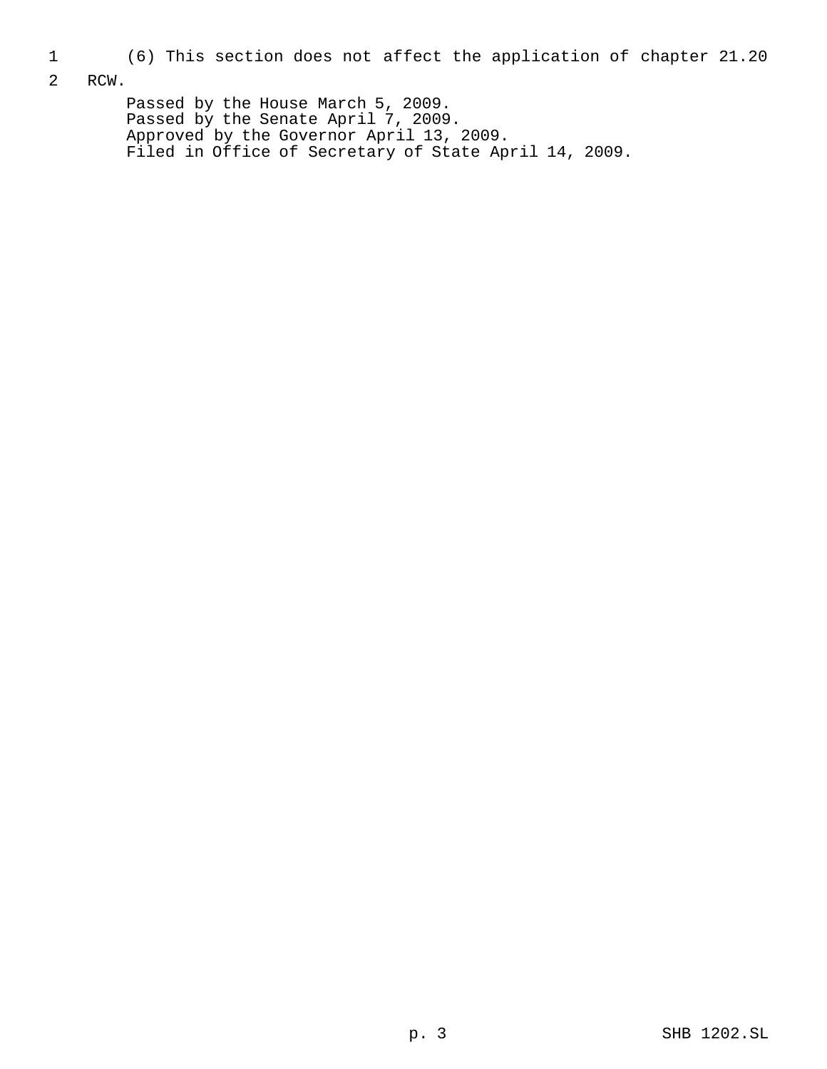(6) This section does not affect the application of chapter 21.20 RCW.

Passed by the House March 5, 2009.
Passed by the Senate April 7, 2009.
Approved by the Governor April 13, 2009.
Filed in Office of Secretary of State April 14, 2009.